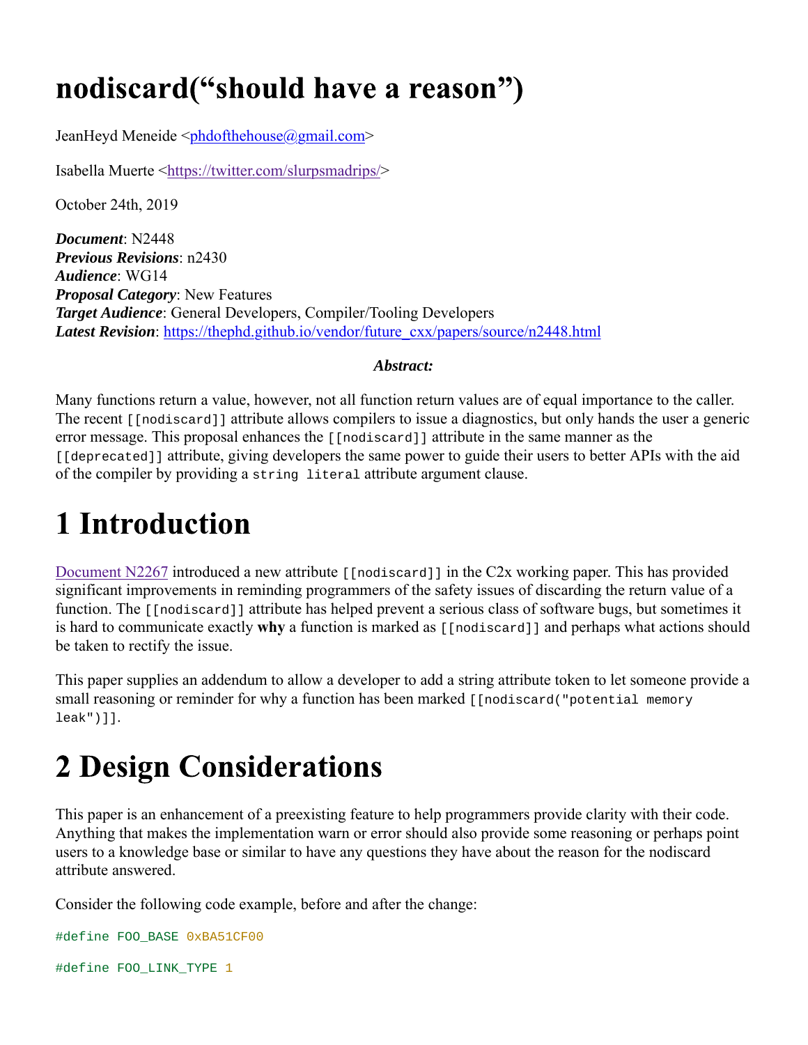# nodiscard("should have a reason")

JeanHeyd Meneide <phdofthehouse@gmail.com>

Isabella Muerte <https://twitter.com/slurpsmadrips/>

October 24th, 2019

***Document***: N2448
***Previous Revisions***: n2430
***Audience***: WG14
***Proposal Category***: New Features
***Target Audience***: General Developers, Compiler/Tooling Developers
***Latest Revision***: https://thephd.github.io/vendor/future_cxx/papers/source/n2448.html

***Abstract:***

Many functions return a value, however, not all function return values are of equal importance to the caller. The recent `[[nodiscard]]` attribute allows compilers to issue a diagnostics, but only hands the user a generic error message. This proposal enhances the `[[nodiscard]]` attribute in the same manner as the `[[deprecated]]` attribute, giving developers the same power to guide their users to better APIs with the aid of the compiler by providing a `string literal` attribute argument clause.

# 1 Introduction

Document N2267 introduced a new attribute `[[nodiscard]]` in the C2x working paper. This has provided significant improvements in reminding programmers of the safety issues of discarding the return value of a function. The `[[nodiscard]]` attribute has helped prevent a serious class of software bugs, but sometimes it is hard to communicate exactly **why** a function is marked as `[[nodiscard]]` and perhaps what actions should be taken to rectify the issue.

This paper supplies an addendum to allow a developer to add a string attribute token to let someone provide a small reasoning or reminder for why a function has been marked `[[nodiscard("potential memory leak")]]`.

# 2 Design Considerations

This paper is an enhancement of a preexisting feature to help programmers provide clarity with their code. Anything that makes the implementation warn or error should also provide some reasoning or perhaps point users to a knowledge base or similar to have any questions they have about the reason for the nodiscard attribute answered.

Consider the following code example, before and after the change:

```
#define FOO_BASE 0xBA51CF00

#define FOO_LINK_TYPE 1
```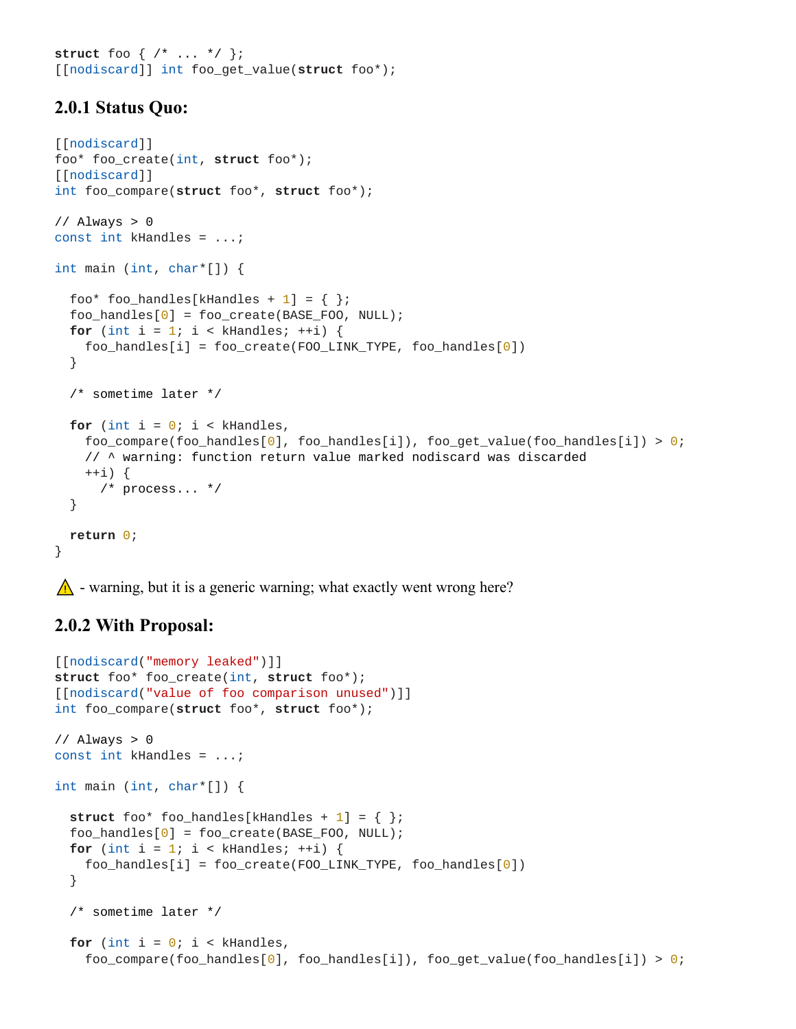```
struct foo { /* ... */ };
[[nodiscard]] int foo_get_value(struct foo*);
```

### 2.0.1 Status Quo:

```
[[nodiscard]]
foo* foo_create(int, struct foo*);
[[nodiscard]]
int foo_compare(struct foo*, struct foo*);

// Always > 0
const int kHandles = ...;

int main (int, char*[]) {

  foo* foo_handles[kHandles + 1] = { };
  foo_handles[0] = foo_create(BASE_FOO, NULL);
  for (int i = 1; i < kHandles; ++i) {
    foo_handles[i] = foo_create(FOO_LINK_TYPE, foo_handles[0])
  }

  /* sometime later */

  for (int i = 0; i < kHandles,
    foo_compare(foo_handles[0], foo_handles[i]), foo_get_value(foo_handles[i]) > 0;
    // ^ warning: function return value marked nodiscard was discarded
    ++i) {
      /* process... */
  }

  return 0;
}
```

⚠ - warning, but it is a generic warning; what exactly went wrong here?

### 2.0.2 With Proposal:

```
[[nodiscard("memory leaked")]]
struct foo* foo_create(int, struct foo*);
[[nodiscard("value of foo comparison unused")]]
int foo_compare(struct foo*, struct foo*);

// Always > 0
const int kHandles = ...;

int main (int, char*[]) {

  struct foo* foo_handles[kHandles + 1] = { };
  foo_handles[0] = foo_create(BASE_FOO, NULL);
  for (int i = 1; i < kHandles; ++i) {
    foo_handles[i] = foo_create(FOO_LINK_TYPE, foo_handles[0])
  }

  /* sometime later */

  for (int i = 0; i < kHandles,
    foo_compare(foo_handles[0], foo_handles[i]), foo_get_value(foo_handles[i]) > 0;
```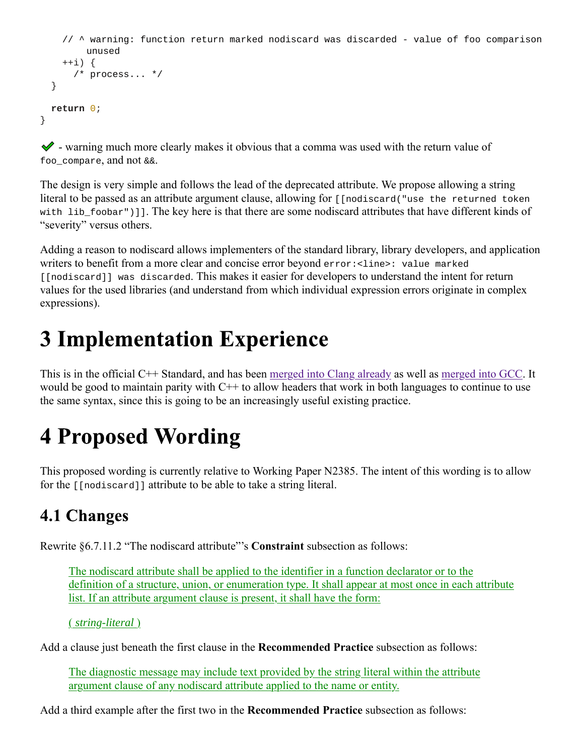```
    // ^ warning: function return marked nodiscard was discarded - value of foo comparison
         unused
    ++i) {
      /* process... */
  }

  return 0;
}
```

✔ - warning much more clearly makes it obvious that a comma was used with the return value of `foo_compare`, and not `&&`.

The design is very simple and follows the lead of the deprecated attribute. We propose allowing a string literal to be passed as an attribute argument clause, allowing for `[[nodiscard("use the returned token with lib_foobar")]]`. The key here is that there are some nodiscard attributes that have different kinds of "severity" versus others.

Adding a reason to nodiscard allows implementers of the standard library, library developers, and application writers to benefit from a more clear and concise error beyond `error:<line>: value marked [[nodiscard]] was discarded`. This makes it easier for developers to understand the intent for return values for the used libraries (and understand from which individual expression errors originate in complex expressions).

# 3 Implementation Experience

This is in the official C++ Standard, and has been merged into Clang already as well as merged into GCC. It would be good to maintain parity with C++ to allow headers that work in both languages to continue to use the same syntax, since this is going to be an increasingly useful existing practice.

# 4 Proposed Wording

This proposed wording is currently relative to Working Paper N2385. The intent of this wording is to allow for the `[[nodiscard]]` attribute to be able to take a string literal.

## 4.1 Changes

Rewrite §6.7.11.2 "The nodiscard attribute"'s **Constraint** subsection as follows:

> The nodiscard attribute shall be applied to the identifier in a function declarator or to the definition of a structure, union, or enumeration type. It shall appear at most once in each attribute list. If an attribute argument clause is present, it shall have the form:
>
> ( *string-literal* )

Add a clause just beneath the first clause in the **Recommended Practice** subsection as follows:

> The diagnostic message may include text provided by the string literal within the attribute argument clause of any nodiscard attribute applied to the name or entity.

Add a third example after the first two in the **Recommended Practice** subsection as follows: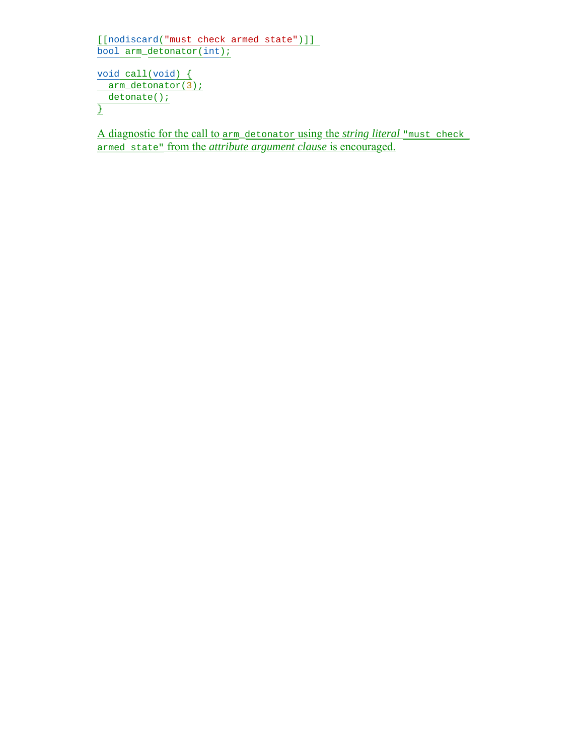```
[[nodiscard("must check armed state")]]
bool arm_detonator(int);

void call(void) {
  arm_detonator(3);
  detonate();
}
```

A diagnostic for the call to `arm_detonator` using the *string literal* `"must check armed state"` from the *attribute argument clause* is encouraged.